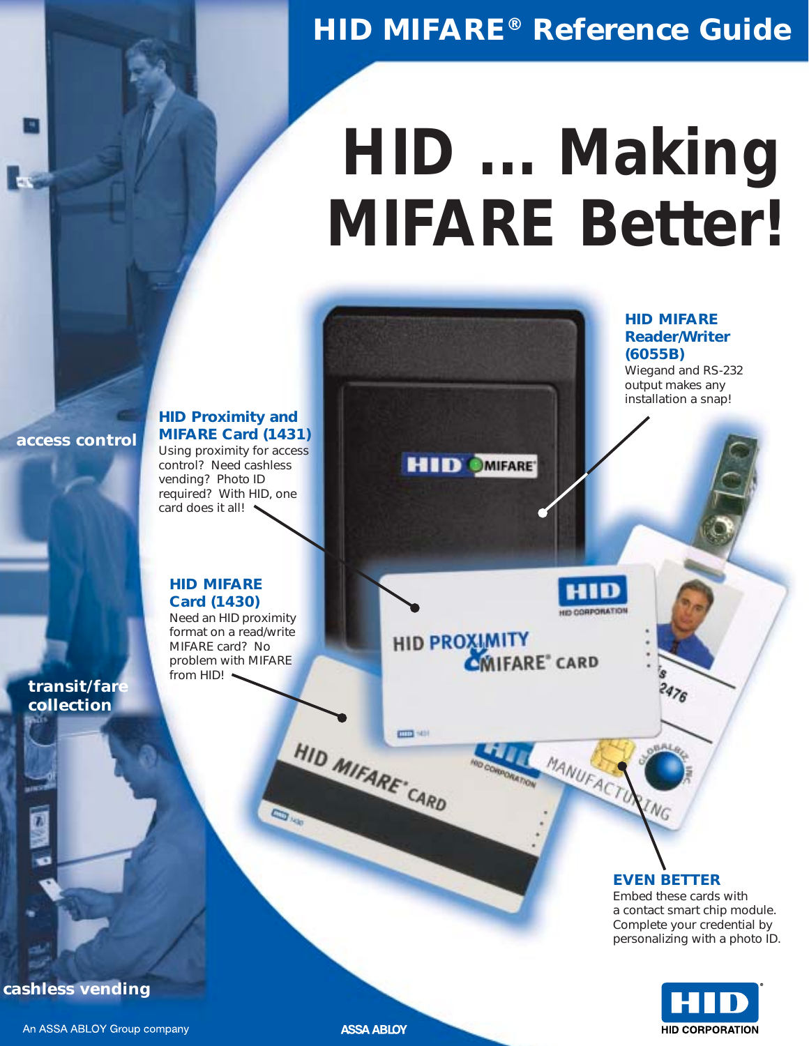# HID MIFARE® Reference Guide

# HID ... Making MIFARE Better!

**access control**

**transit/fare collection**

**cashless vending**

### HID MIFARE Reader/Writer (6055B)

Wiegand and RS-232 output makes any installation a snap!

### HID Proximity and MIFARE Card (1431)

Using proximity for access control? Need cashless vending? Photo ID required? With HID, one card does it all!

### HID MIFARE Card (1430)

Need an HID proximity format on a read/write MIFARE card? No problem with MIFARE from HID!

### EVEN BETTER

Embed these cards with a contact smart chip module. Complete your credential by personalizing with a photo ID.

HID CORPORATION

An ASSA ABLOY Group company

ASSA ABLOY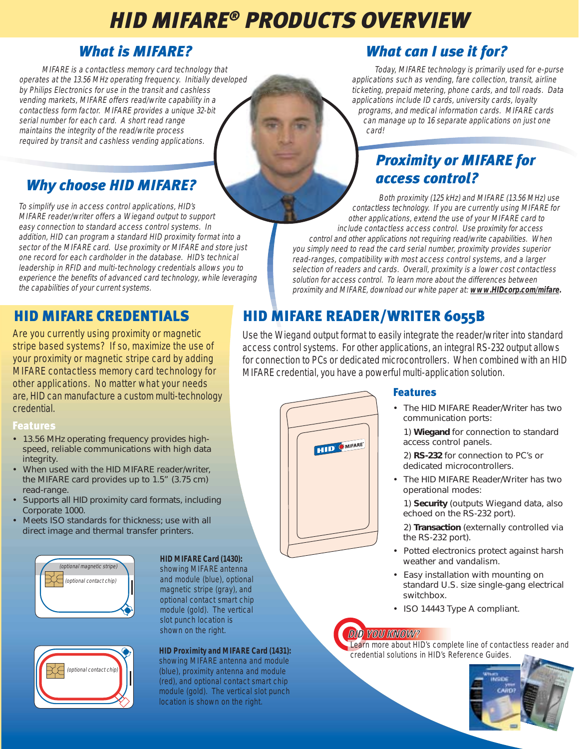# HID MIFARE® PRODUCTS OVERVIEW

## What is MIFARE?

MIFARE is a contactless memory card technology that operates at the 13.56 MHz operating frequency. Initially developed by Philips Electronics for use in the transit and cashless vending markets, MIFARE offers read/write capability in a contactless form factor. MIFARE provides a unique 32-bit serial number for each card. A short read range maintains the integrity of the read/write process required by transit and cashless vending applications.

## Why choose HID MIFARE?

To simplify use in access control applications, HID's MIFARE reader/writer offers a Wiegand output to support easy connection to standard access control systems. In addition, HID can program a standard HID proximity format into a sector of the MIFARE card. Use proximity or MIFARE and store just one record for each cardholder in the database. HID's technical leadership in RFID and multi-technology credentials allows you to experience the benefits of advanced card technology, while leveraging the capabilities of your current systems.

## What can I use it for?

Today, MIFARE technology is primarily used for e-purse applications such as vending, fare collection, transit, airline ticketing, prepaid metering, phone cards, and toll roads. Data applications include ID cards, university cards, loyalty programs, and medical information cards. MIFARE cards can manage up to 16 separate applications on just one card!

## Proximity or MIFARE for access control?

Both proximity (125 kHz) and MIFARE (13.56 MHz) use contactless technology. If you are currently using MIFARE for other applications, extend the use of your MIFARE card to include contactless access control. Use proximity for access control and other applications not requiring read/write capabilities. When you simply need to read the card serial number, proximity provides superior read-ranges, compatibility with most access control systems, and a larger selection of readers and cards. Overall, proximity is a lower cost contactless solution for access control. To learn more about the differences between proximity and MIFARE, download our white paper at: **www.HIDcorp.com/mifare.**

## HID MIFARE CREDENTIALS

Are you currently using proximity or magnetic stripe based systems? If so, maximize the use of your proximity or magnetic stripe card by adding MIFARE contactless memory card technology for other applications. No matter what your needs are, HID can manufacture a custom multi-technology credential.

### Features

- 13.56 MHz operating frequency provides high-speed, reliable communications with high data integrity.
- When used with the HID MIFARE reader/writer, the MIFARE card provides up to 1.5" (3.75 cm) read-range.
- Supports all HID proximity card formats, including Corporate 1000.
- Meets ISO standards for thickness; use with all direct image and thermal transfer printers.

(optional magnetic stripe)
(optional contact chip)

**HID MIFARE Card (1430):** showing MIFARE antenna and module (blue), optional magnetic stripe (gray), and optional contact smart chip module (gold). The vertical slot punch location is shown on the right.

(optional contact chip)

**HID Proximity and MIFARE Card (1431):** showing MIFARE antenna and module (blue), proximity antenna and module (red), and optional contact smart chip module (gold). The vertical slot punch location is shown on the right.

## HID MIFARE READER/WRITER 6055B

Use the Wiegand output format to easily integrate the reader/writer into standard access control systems. For other applications, an integral RS-232 output allows for connection to PCs or dedicated microcontrollers. When combined with an HID MIFARE credential, you have a powerful multi-application solution.

### Features

- The HID MIFARE Reader/Writer has two communication ports:

  1) **Wiegand** for connection to standard access control panels.

  2) **RS-232** for connection to PC's or dedicated microcontrollers.

- The HID MIFARE Reader/Writer has two operational modes:

  1) **Security** (outputs Wiegand data, also echoed on the RS-232 port).

  2) **Transaction** (externally controlled via the RS-232 port).

- Potted electronics protect against harsh weather and vandalism.
- Easy installation with mounting on standard U.S. size single-gang electrical switchbox.
- ISO 14443 Type A compliant.

*DID YOU KNOW?*

Learn more about HID's complete line of contactless reader and credential solutions in HID's Reference Guides.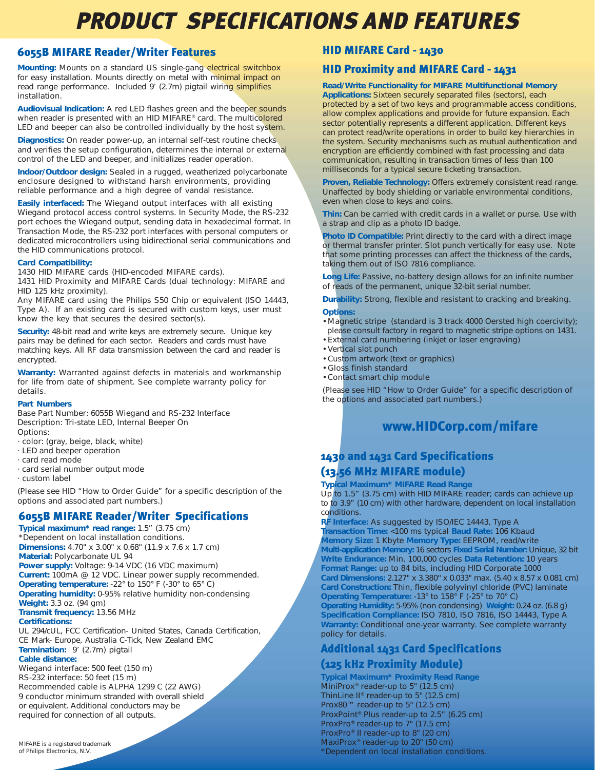# PRODUCT SPECIFICATIONS AND FEATURES

## 6055B MIFARE Reader/Writer Features

**Mounting:** Mounts on a standard US single-gang electrical switchbox for easy installation. Mounts directly on metal with minimal impact on read range performance. Included 9' (2.7m) pigtail wiring simplifies installation.

**Audiovisual Indication:** A red LED flashes green and the beeper sounds when reader is presented with an HID MIFARE® card. The multicolored LED and beeper can also be controlled individually by the host system.

**Diagnostics:** On reader power-up, an internal self-test routine checks and verifies the setup configuration, determines the internal or external control of the LED and beeper, and initializes reader operation.

**Indoor/Outdoor design:** Sealed in a rugged, weatherized polycarbonate enclosure designed to withstand harsh environments, providing reliable performance and a high degree of vandal resistance.

**Easily interfaced:** The Wiegand output interfaces with all existing Wiegand protocol access control systems. In Security Mode, the RS-232 port echoes the Wiegand output, sending data in hexadecimal format. In Transaction Mode, the RS-232 port interfaces with personal computers or dedicated microcontrollers using bidirectional serial communications and the HID communications protocol.

**Card Compatibility:**

1430 HID MIFARE cards (HID-encoded MIFARE cards).

1431 HID Proximity and MIFARE Cards (dual technology: MIFARE and HID 125 kHz proximity).

Any MIFARE card using the Philips S50 Chip or equivalent (ISO 14443, Type A). If an existing card is secured with custom keys, user must know the key that secures the desired sector(s).

**Security:** 48-bit read and write keys are extremely secure. Unique key pairs may be defined for each sector. Readers and cards must have matching keys. All RF data transmission between the card and reader is encrypted.

**Warranty:** Warranted against defects in materials and workmanship for life from date of shipment. See complete warranty policy for details.

**Part Numbers**

Base Part Number: 6055B Wiegand and RS-232 Interface

Description: Tri-state LED, Internal Beeper On

Options:

- color: (gray, beige, black, white)
- LED and beeper operation
- card read mode
- card serial number output mode
- custom label

(Please see HID "How to Order Guide" for a specific description of the options and associated part numbers.)

## 6055B MIFARE Reader/Writer Specifications

**Typical maximum\* read range:** 1.5" (3.75 cm)
\*Dependent on local installation conditions.
**Dimensions:** 4.70" x 3.00" x 0.68" (11.9 x 7.6 x 1.7 cm)
**Material:** Polycarbonate UL 94
**Power supply:** Voltage: 9-14 VDC (16 VDC maximum)
**Current:** 100mA @ 12 VDC. Linear power supply recommended.
**Operating temperature:** -22° to 150° F (-30° to 65° C)
**Operating humidity:** 0-95% relative humidity non-condensing
**Weight:** 3.3 oz. (94 gm)
**Transmit frequency:** 13.56 MHz
**Certifications:**
UL 294/cUL, FCC Certification- United States, Canada Certification, CE Mark- Europe, Australia C-Tick, New Zealand EMC
**Termination:** 9' (2.7m) pigtail
**Cable distance:**
Wiegand interface: 500 feet (150 m)
RS-232 interface: 50 feet (15 m)
Recommended cable is ALPHA 1299 C (22 AWG) 9 conductor minimum stranded with overall shield or equivalent. Additional conductors may be required for connection of all outputs.

MIFARE is a registered trademark of Philips Electronics, N.V.

## HID MIFARE Card - 1430

## HID Proximity and MIFARE Card - 1431

**Read/Write Functionality for MIFARE Multifunctional Memory Applications:** Sixteen securely separated files (sectors), each protected by a set of two keys and programmable access conditions, allow complex applications and provide for future expansion. Each sector potentially represents a different application. Different keys can protect read/write operations in order to build key hierarchies in the system. Security mechanisms such as mutual authentication and encryption are efficiently combined with fast processing and data communication, resulting in transaction times of less than 100 milliseconds for a typical secure ticketing transaction.

**Proven, Reliable Technology:** Offers extremely consistent read range. Unaffected by body shielding or variable environmental conditions, even when close to keys and coins.

**Thin:** Can be carried with credit cards in a wallet or purse. Use with a strap and clip as a photo ID badge.

**Photo ID Compatible:** Print directly to the card with a direct image or thermal transfer printer. Slot punch vertically for easy use. Note that some printing processes can affect the thickness of the cards, taking them out of ISO 7816 compliance.

**Long Life:** Passive, no-battery design allows for an infinite number of reads of the permanent, unique 32-bit serial number.

**Durability:** Strong, flexible and resistant to cracking and breaking.

**Options:**

- Magnetic stripe (standard is 3 track 4000 Oersted high coercivity); please consult factory in regard to magnetic stripe options on 1431.
- External card numbering (inkjet or laser engraving)
- Vertical slot punch
- Custom artwork (text or graphics)
- Gloss finish standard
- Contact smart chip module

(Please see HID "How to Order Guide" for a specific description of the options and associated part numbers.)

**www.HIDCorp.com/mifare**

## 1430 and 1431 Card Specifications (13.56 MHz MIFARE module)

**Typical Maximum\* MIFARE Read Range**
Up to 1.5" (3.75 cm) with HID MIFARE reader; cards can achieve up to 3.9" (10 cm) with other hardware, dependent on local installation conditions.
**RF Interface:** As suggested by ISO/IEC 14443, Type A
**Transaction Time:** <100 ms typical **Baud Rate:** 106 Kbaud
**Memory Size:** 1 Kbyte **Memory Type:** EEPROM, read/write
**Multi-application Memory:** 16 sectors **Fixed Serial Number:** Unique, 32 bit
**Write Endurance:** Min. 100,000 cycles **Data Retention:** 10 years
**Format Range:** up to 84 bits, including HID Corporate 1000
**Card Dimensions:** 2.127" x 3.380" x 0.033" max. (5.40 x 8.57 x 0.081 cm)
**Card Construction:** Thin, flexible polyvinyl chloride (PVC) laminate
**Operating Temperature:** -13° to 158° F (-25° to 70° C)
**Operating Humidity:** 5-95% (non condensing) **Weight:** 0.24 oz. (6.8 g)
**Specification Compliance:** ISO 7810, ISO 7816, ISO 14443, Type A
**Warranty:** Conditional one-year warranty. See complete warranty policy for details.

## Additional 1431 Card Specifications (125 kHz Proximity Module)

**Typical Maximum\* Proximity Read Range**
MiniProx® reader-up to 5" (12.5 cm)
ThinLine II® reader-up to 5" (12.5 cm)
Prox80™ reader-up to 5" (12.5 cm)
ProxPoint® Plus reader-up to 2.5" (6.25 cm)
ProxPro® reader-up to 7" (17.5 cm)
ProxPro® II reader-up to 8" (20 cm)
MaxiProx® reader-up to 20" (50 cm)
\*Dependent on local installation conditions.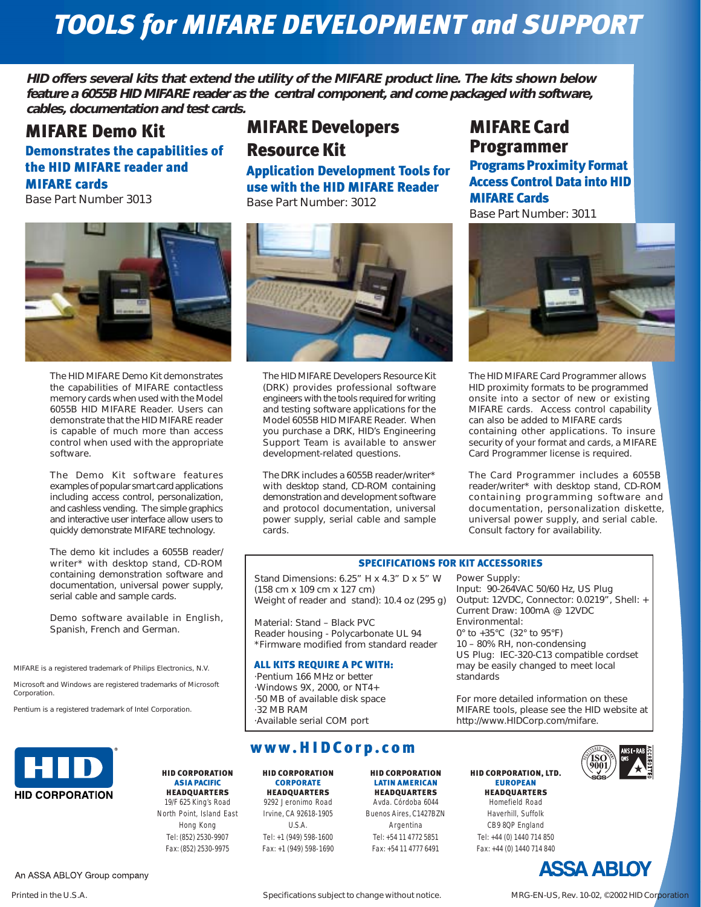# TOOLS for MIFARE DEVELOPMENT and SUPPORT

***HID offers several kits that extend the utility of the MIFARE product line. The kits shown below feature a 6055B HID MIFARE reader as the central component, and come packaged with software, cables, documentation and test cards.***

## MIFARE Demo Kit

### Demonstrates the capabilities of the HID MIFARE reader and MIFARE cards

Base Part Number 3013

The HID MIFARE Demo Kit demonstrates the capabilities of MIFARE contactless memory cards when used with the Model 6055B HID MIFARE Reader. Users can demonstrate that the HID MIFARE reader is capable of much more than access control when used with the appropriate software.

The Demo Kit software features examples of popular smart card applications including access control, personalization, and cashless vending. The simple graphics and interactive user interface allow users to quickly demonstrate MIFARE technology.

The demo kit includes a 6055B reader/writer* with desktop stand, CD-ROM containing demonstration software and documentation, universal power supply, serial cable and sample cards.

Demo software available in English, Spanish, French and German.

## MIFARE Developers Resource Kit

### Application Development Tools for use with the HID MIFARE Reader

Base Part Number: 3012

The HID MIFARE Developers Resource Kit (DRK) provides professional software engineers with the tools required for writing and testing software applications for the Model 6055B HID MIFARE Reader. When you purchase a DRK, HID's Engineering Support Team is available to answer development-related questions.

The DRK includes a 6055B reader/writer* with desktop stand, CD-ROM containing demonstration and development software and protocol documentation, universal power supply, serial cable and sample cards.

## MIFARE Card Programmer

### Programs Proximity Format Access Control Data into HID MIFARE Cards

Base Part Number: 3011

The HID MIFARE Card Programmer allows HID proximity formats to be programmed onsite into a sector of new or existing MIFARE cards. Access control capability can also be added to MIFARE cards containing other applications. To insure security of your format and cards, a MIFARE Card Programmer license is required.

The Card Programmer includes a 6055B reader/writer* with desktop stand, CD-ROM containing programming software and documentation, personalization diskette, universal power supply, and serial cable. Consult factory for availability.

### SPECIFICATIONS FOR KIT ACCESSORIES

Stand Dimensions: 6.25" H x 4.3" D x 5" W (158 cm x 109 cm x 127 cm)
Weight of reader and stand): 10.4 oz (295 g)

Material: Stand – Black PVC
Reader housing - Polycarbonate UL 94
*Firmware modified from standard reader

**ALL KITS REQUIRE A PC WITH:**

- Pentium 166 MHz or better
- Windows 9X, 2000, or NT4+
- 50 MB of available disk space
- 32 MB RAM
- Available serial COM port

Power Supply:
Input: 90-264VAC 50/60 Hz, US Plug
Output: 12VDC, Connector: 0.0219", Shell: +
Current Draw: 100mA @ 12VDC
Environmental:
0° to +35°C (32° to 95°F)
10 – 80% RH, non-condensing
US Plug: IEC-320-C13 compatible cordset may be easily changed to meet local standards

For more detailed information on these MIFARE tools, please see the HID website at http://www.HIDCorp.com/mifare.

MIFARE is a registered trademark of Philips Electronics, N.V.

Microsoft and Windows are registered trademarks of Microsoft Corporation.

Pentium is a registered trademark of Intel Corporation.

**www.HIDCorp.com**

HID CORPORATION

**HID CORPORATION**
**ASIA PACIFIC**
**HEADQUARTERS**
19/F 625 King's Road
North Point, Island East
Hong Kong
Tel: (852) 2530-9907
Fax: (852) 2530-9975

**HID CORPORATION**
**CORPORATE**
**HEADQUARTERS**
9292 Jeronimo Road
Irvine, CA 92618-1905
U.S.A.
Tel: +1 (949) 598-1600
Fax: +1 (949) 598-1690

**HID CORPORATION**
**LATIN AMERICAN**
**HEADQUARTERS**
Avda. Córdoba 6044
Buenos Aires, C1427BZN
Argentina
Tel: +54 11 4772 5851
Fax: +54 11 4777 6491

**HID CORPORATION, LTD.**
**EUROPEAN**
**HEADQUARTERS**
Homefield Road
Haverhill, Suffolk
CB9 8QP England
Tel: +44 (0) 1440 714 850
Fax: +44 (0) 1440 714 840

An ASSA ABLOY Group company

ASSA ABLOY

Printed in the U.S.A. Specifications subject to change without notice. MRG-EN-US, Rev. 10-02, ©2002 HID Corporation